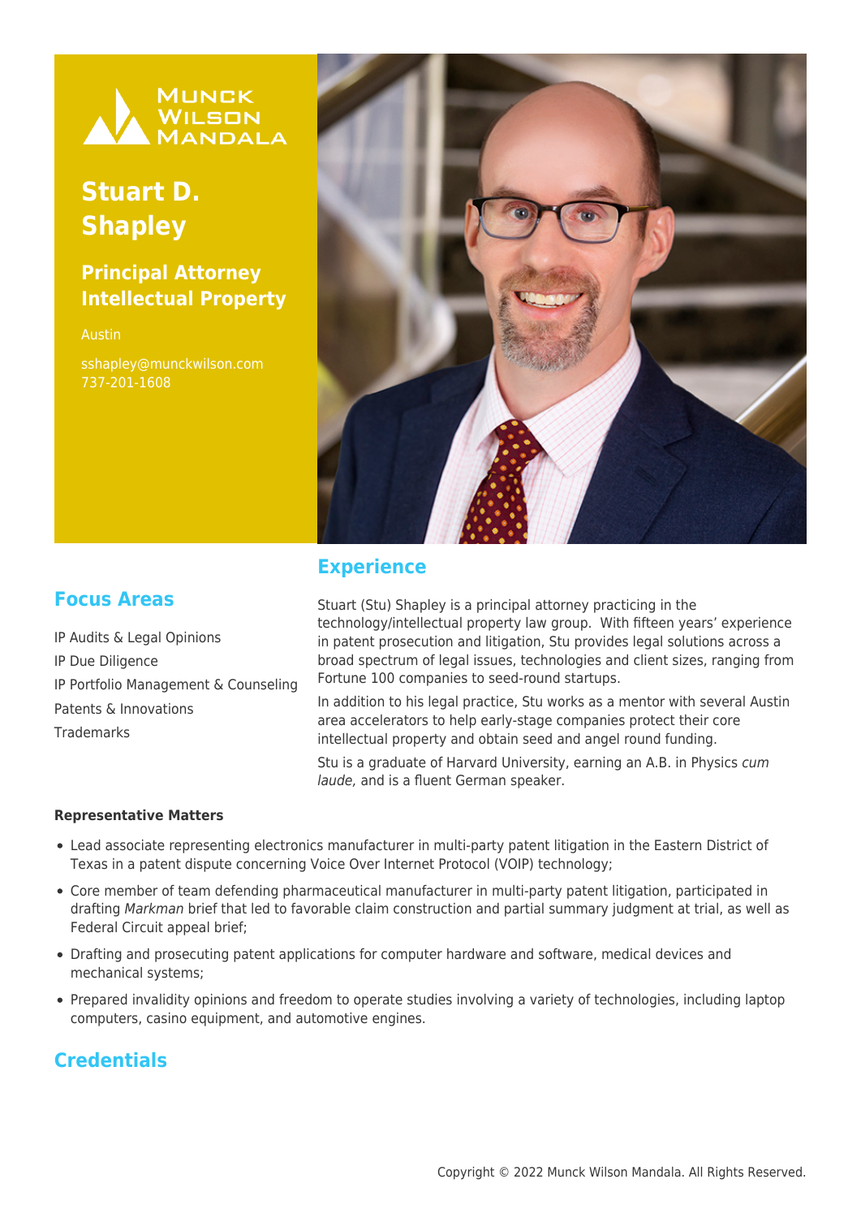MUNCK WILSON MANDALA

# Stuart D. Shapley

## Principal Attorney Intellectual Property

Austin

sshapley@munckwilson.com
737-201-1608

## Experience

Stuart (Stu) Shapley is a principal attorney practicing in the technology/intellectual property law group. With fifteen years' experience in patent prosecution and litigation, Stu provides legal solutions across a broad spectrum of legal issues, technologies and client sizes, ranging from Fortune 100 companies to seed-round startups.

In addition to his legal practice, Stu works as a mentor with several Austin area accelerators to help early-stage companies protect their core intellectual property and obtain seed and angel round funding.

Stu is a graduate of Harvard University, earning an A.B. in Physics *cum laude,* and is a fluent German speaker.

## Focus Areas

IP Audits & Legal Opinions

IP Due Diligence

IP Portfolio Management & Counseling

Patents & Innovations

Trademarks

**Representative Matters**

- Lead associate representing electronics manufacturer in multi-party patent litigation in the Eastern District of Texas in a patent dispute concerning Voice Over Internet Protocol (VOIP) technology;
- Core member of team defending pharmaceutical manufacturer in multi-party patent litigation, participated in drafting *Markman* brief that led to favorable claim construction and partial summary judgment at trial, as well as Federal Circuit appeal brief;
- Drafting and prosecuting patent applications for computer hardware and software, medical devices and mechanical systems;
- Prepared invalidity opinions and freedom to operate studies involving a variety of technologies, including laptop computers, casino equipment, and automotive engines.

## Credentials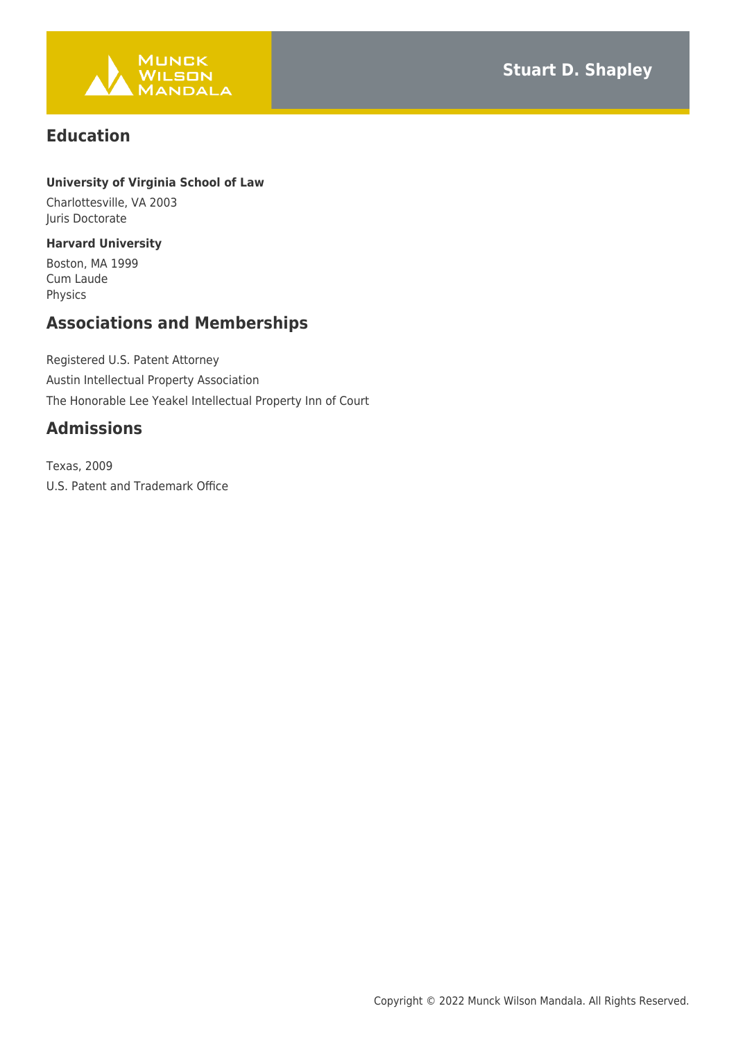## Education

**University of Virginia School of Law**

Charlottesville, VA 2003
Juris Doctorate

**Harvard University**

Boston, MA 1999
Cum Laude
Physics

## Associations and Memberships

Registered U.S. Patent Attorney

Austin Intellectual Property Association

The Honorable Lee Yeakel Intellectual Property Inn of Court

## Admissions

Texas, 2009

U.S. Patent and Trademark Office